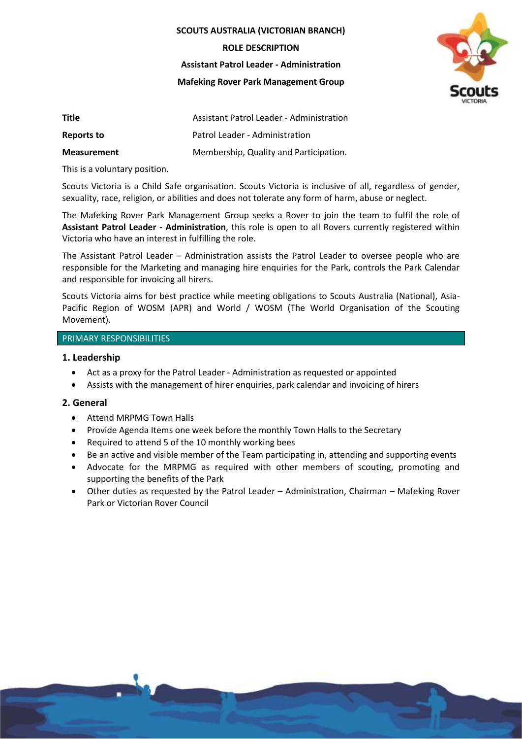**SCOUTS AUSTRALIA (VICTORIAN BRANCH)**

**ROLE DESCRIPTION**

**Assistant Patrol Leader - Administration**

**Mafeking Rover Park Management Group**

| | |
|---|---|
| **Title** | Assistant Patrol Leader - Administration |
| **Reports to** | Patrol Leader - Administration |
| **Measurement** | Membership, Quality and Participation. |

This is a voluntary position.

Scouts Victoria is a Child Safe organisation. Scouts Victoria is inclusive of all, regardless of gender, sexuality, race, religion, or abilities and does not tolerate any form of harm, abuse or neglect.

The Mafeking Rover Park Management Group seeks a Rover to join the team to fulfil the role of **Assistant Patrol Leader - Administration**, this role is open to all Rovers currently registered within Victoria who have an interest in fulfilling the role.

The Assistant Patrol Leader – Administration assists the Patrol Leader to oversee people who are responsible for the Marketing and managing hire enquiries for the Park, controls the Park Calendar and responsible for invoicing all hirers.

Scouts Victoria aims for best practice while meeting obligations to Scouts Australia (National), Asia-Pacific Region of WOSM (APR) and World / WOSM (The World Organisation of the Scouting Movement).

## PRIMARY RESPONSIBILITIES

### 1. Leadership

- Act as a proxy for the Patrol Leader - Administration as requested or appointed
- Assists with the management of hirer enquiries, park calendar and invoicing of hirers

### 2. General

- Attend MRPMG Town Halls
- Provide Agenda Items one week before the monthly Town Halls to the Secretary
- Required to attend 5 of the 10 monthly working bees
- Be an active and visible member of the Team participating in, attending and supporting events
- Advocate for the MRPMG as required with other members of scouting, promoting and supporting the benefits of the Park
- Other duties as requested by the Patrol Leader – Administration, Chairman – Mafeking Rover Park or Victorian Rover Council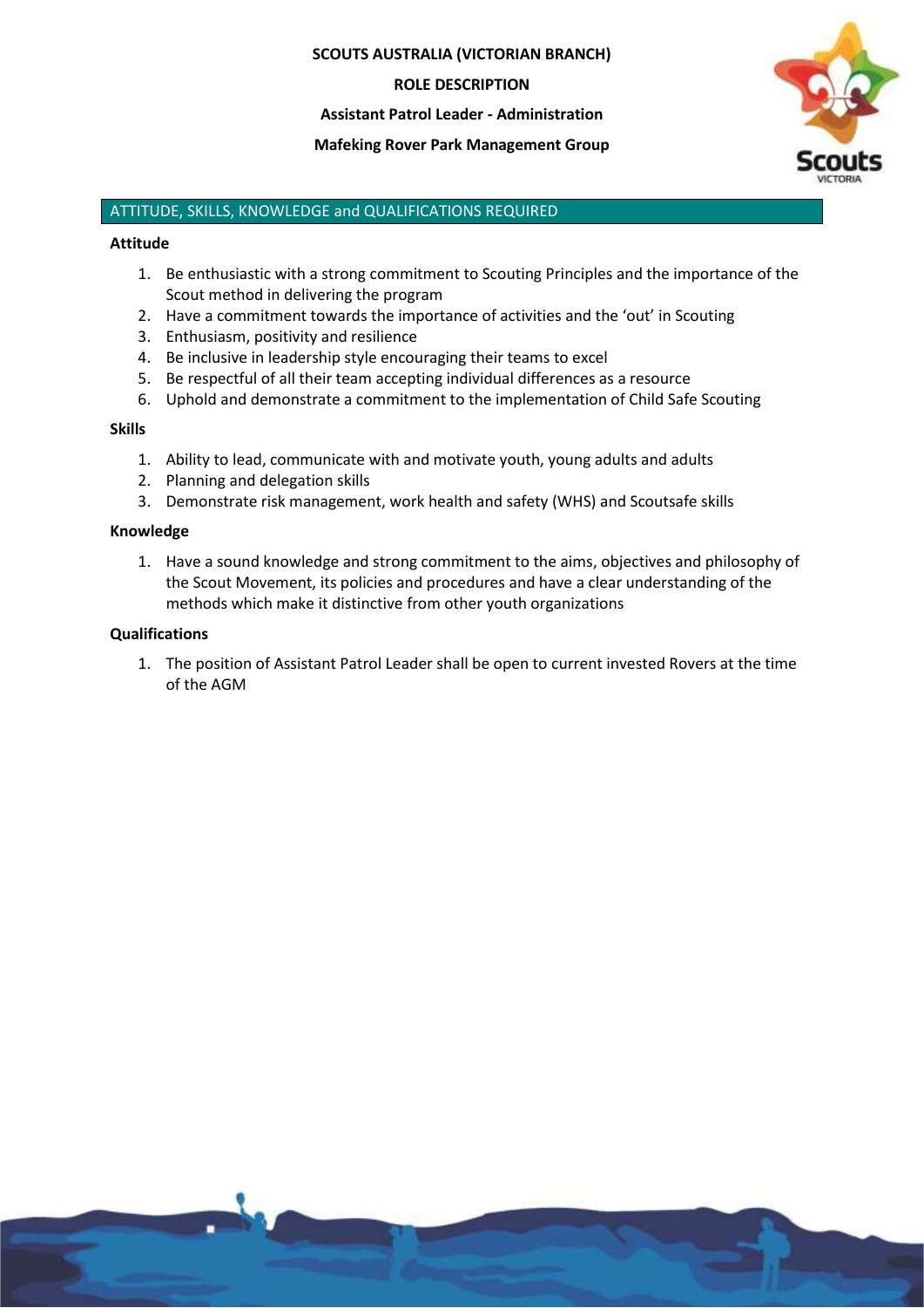**SCOUTS AUSTRALIA (VICTORIAN BRANCH)**

**ROLE DESCRIPTION**

**Assistant Patrol Leader - Administration**

**Mafeking Rover Park Management Group**

## ATTITUDE, SKILLS, KNOWLEDGE and QUALIFICATIONS REQUIRED

### Attitude

1. Be enthusiastic with a strong commitment to Scouting Principles and the importance of the Scout method in delivering the program
2. Have a commitment towards the importance of activities and the 'out' in Scouting
3. Enthusiasm, positivity and resilience
4. Be inclusive in leadership style encouraging their teams to excel
5. Be respectful of all their team accepting individual differences as a resource
6. Uphold and demonstrate a commitment to the implementation of Child Safe Scouting

### Skills

1. Ability to lead, communicate with and motivate youth, young adults and adults
2. Planning and delegation skills
3. Demonstrate risk management, work health and safety (WHS) and Scoutsafe skills

### Knowledge

1. Have a sound knowledge and strong commitment to the aims, objectives and philosophy of the Scout Movement, its policies and procedures and have a clear understanding of the methods which make it distinctive from other youth organizations

### Qualifications

1. The position of Assistant Patrol Leader shall be open to current invested Rovers at the time of the AGM